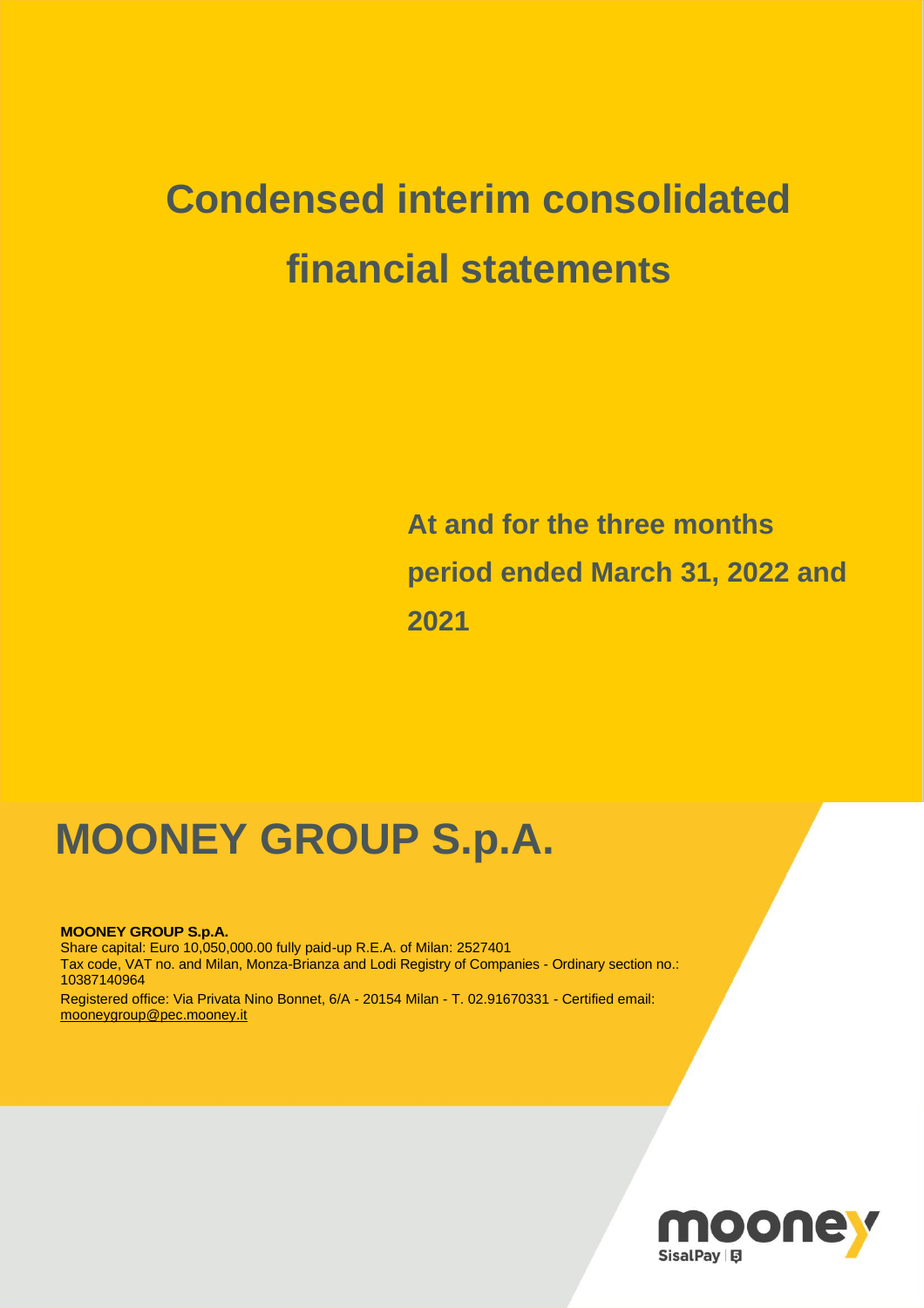# Condensed interim consolidated financial statements

**At and for the three months period ended March 31, 2022 and 2021**

# MOONEY GROUP S.p.A.

**MOONEY GROUP S.p.A.**
Share capital: Euro 10,050,000.00 fully paid-up R.E.A. of Milan: 2527401
Tax code, VAT no. and Milan, Monza-Brianza and Lodi Registry of Companies - Ordinary section no.: 10387140964
Registered office: Via Privata Nino Bonnet, 6/A - 20154 Milan - T. 02.91670331 - Certified email: mooneygroup@pec.mooney.it

mooney
SisalPay | 5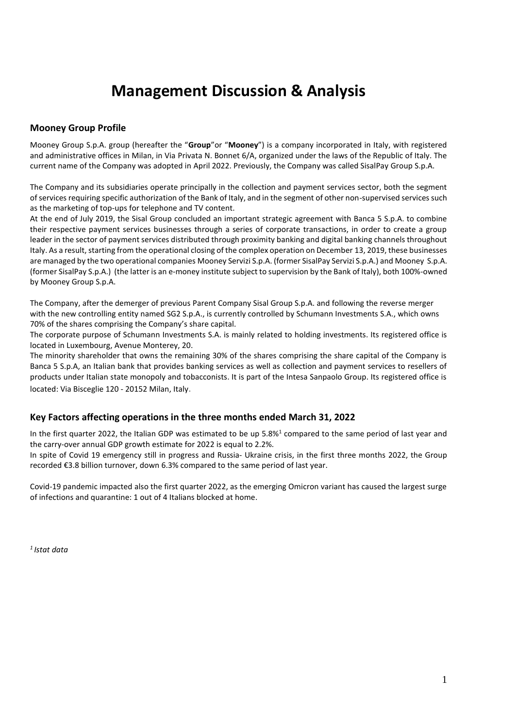# Management Discussion & Analysis

## Mooney Group Profile

Mooney Group S.p.A. group (hereafter the "**Group**"or "**Mooney**") is a company incorporated in Italy, with registered and administrative offices in Milan, in Via Privata N. Bonnet 6/A, organized under the laws of the Republic of Italy. The current name of the Company was adopted in April 2022. Previously, the Company was called SisalPay Group S.p.A.

The Company and its subsidiaries operate principally in the collection and payment services sector, both the segment of services requiring specific authorization of the Bank of Italy, and in the segment of other non-supervised services such as the marketing of top-ups for telephone and TV content.

At the end of July 2019, the Sisal Group concluded an important strategic agreement with Banca 5 S.p.A. to combine their respective payment services businesses through a series of corporate transactions, in order to create a group leader in the sector of payment services distributed through proximity banking and digital banking channels throughout Italy. As a result, starting from the operational closing of the complex operation on December 13, 2019, these businesses are managed by the two operational companies Mooney Servizi S.p.A. (former SisalPay Servizi S.p.A.) and Mooney S.p.A. (former SisalPay S.p.A.) (the latter is an e-money institute subject to supervision by the Bank of Italy), both 100%-owned by Mooney Group S.p.A.

The Company, after the demerger of previous Parent Company Sisal Group S.p.A. and following the reverse merger with the new controlling entity named SG2 S.p.A., is currently controlled by Schumann Investments S.A., which owns 70% of the shares comprising the Company's share capital.

The corporate purpose of Schumann Investments S.A. is mainly related to holding investments. Its registered office is located in Luxembourg, Avenue Monterey, 20.

The minority shareholder that owns the remaining 30% of the shares comprising the share capital of the Company is Banca 5 S.p.A, an Italian bank that provides banking services as well as collection and payment services to resellers of products under Italian state monopoly and tobacconists. It is part of the Intesa Sanpaolo Group. Its registered office is located: Via Bisceglie 120 - 20152 Milan, Italy.

## Key Factors affecting operations in the three months ended March 31, 2022

In the first quarter 2022, the Italian GDP was estimated to be up 5.8%[1] compared to the same period of last year and the carry-over annual GDP growth estimate for 2022 is equal to 2.2%.

In spite of Covid 19 emergency still in progress and Russia- Ukraine crisis, in the first three months 2022, the Group recorded €3.8 billion turnover, down 6.3% compared to the same period of last year.

Covid-19 pandemic impacted also the first quarter 2022, as the emerging Omicron variant has caused the largest surge of infections and quarantine: 1 out of 4 Italians blocked at home.

*[1] Istat data*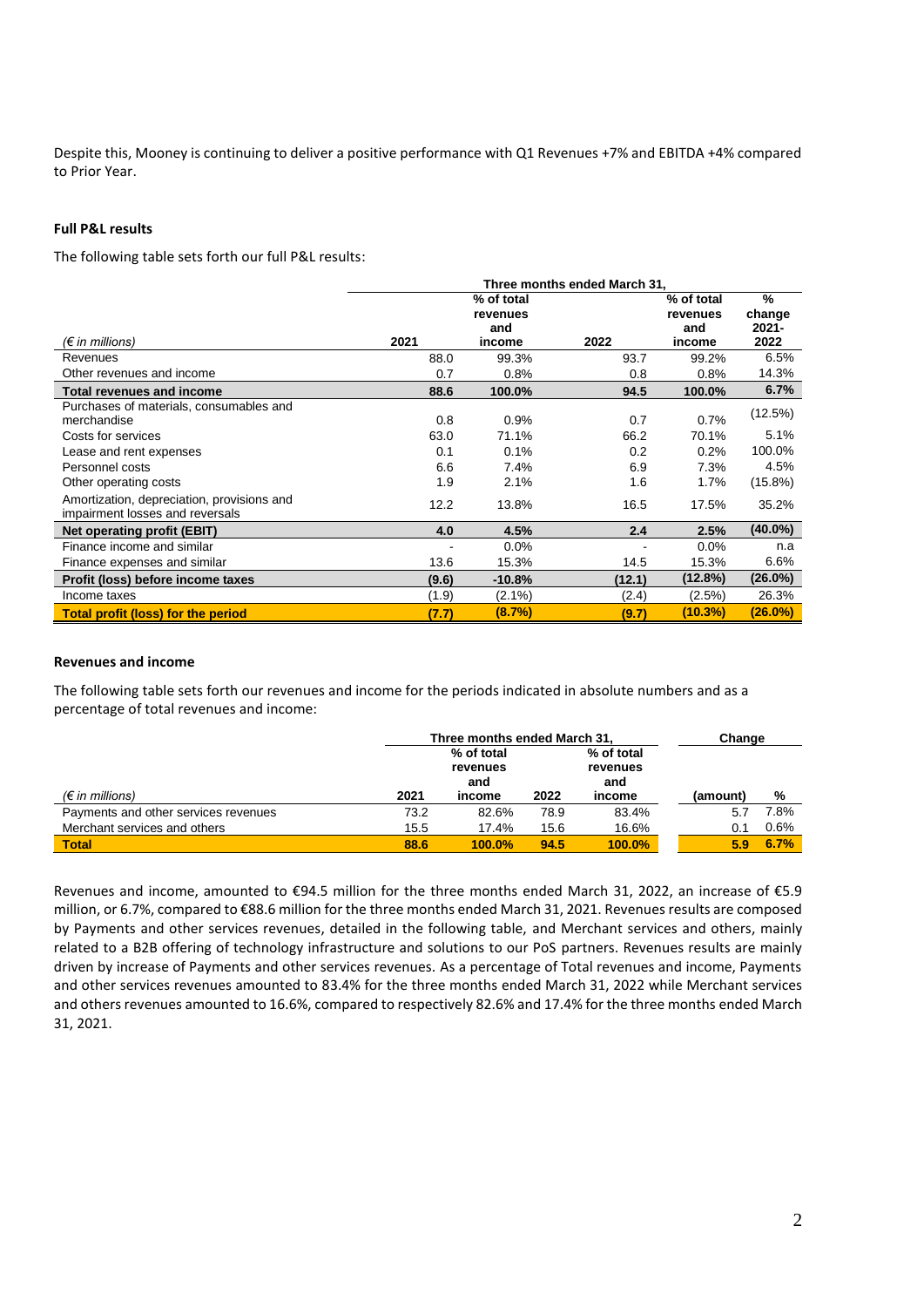Despite this, Mooney is continuing to deliver a positive performance with Q1 Revenues +7% and EBITDA +4% compared to Prior Year.

**Full P&L results**

The following table sets forth our full P&L results:

| | Three months ended March 31, | | | | |
|---|---|---|---|---|---|
| *(€ in millions)* | 2021 | % of total revenues and income | 2022 | % of total revenues and income | % change 2021-2022 |
| Revenues | 88.0 | 99.3% | 93.7 | 99.2% | 6.5% |
| Other revenues and income | 0.7 | 0.8% | 0.8 | 0.8% | 14.3% |
| **Total revenues and income** | **88.6** | **100.0%** | **94.5** | **100.0%** | **6.7%** |
| Purchases of materials, consumables and merchandise | 0.8 | 0.9% | 0.7 | 0.7% | (12.5%) |
| Costs for services | 63.0 | 71.1% | 66.2 | 70.1% | 5.1% |
| Lease and rent expenses | 0.1 | 0.1% | 0.2 | 0.2% | 100.0% |
| Personnel costs | 6.6 | 7.4% | 6.9 | 7.3% | 4.5% |
| Other operating costs | 1.9 | 2.1% | 1.6 | 1.7% | (15.8%) |
| Amortization, depreciation, provisions and impairment losses and reversals | 12.2 | 13.8% | 16.5 | 17.5% | 35.2% |
| **Net operating profit (EBIT)** | **4.0** | **4.5%** | **2.4** | **2.5%** | **(40.0%)** |
| Finance income and similar | - | 0.0% | - | 0.0% | n.a |
| Finance expenses and similar | 13.6 | 15.3% | 14.5 | 15.3% | 6.6% |
| **Profit (loss) before income taxes** | **(9.6)** | **-10.8%** | **(12.1)** | **(12.8%)** | **(26.0%)** |
| Income taxes | (1.9) | (2.1%) | (2.4) | (2.5%) | 26.3% |
| **Total profit (loss) for the period** | **(7.7)** | **(8.7%)** | **(9.7)** | **(10.3%)** | **(26.0%)** |

**Revenues and income**

The following table sets forth our revenues and income for the periods indicated in absolute numbers and as a percentage of total revenues and income:

| | Three months ended March 31, | | | | Change | |
|---|---|---|---|---|---|---|
| *(€ in millions)* | 2021 | % of total revenues and income | 2022 | % of total revenues and income | (amount) | % |
| Payments and other services revenues | 73.2 | 82.6% | 78.9 | 83.4% | 5.7 | 7.8% |
| Merchant services and others | 15.5 | 17.4% | 15.6 | 16.6% | 0.1 | 0.6% |
| **Total** | **88.6** | **100.0%** | **94.5** | **100.0%** | **5.9** | **6.7%** |

Revenues and income, amounted to €94.5 million for the three months ended March 31, 2022, an increase of €5.9 million, or 6.7%, compared to €88.6 million for the three months ended March 31, 2021. Revenues results are composed by Payments and other services revenues, detailed in the following table, and Merchant services and others, mainly related to a B2B offering of technology infrastructure and solutions to our PoS partners. Revenues results are mainly driven by increase of Payments and other services revenues. As a percentage of Total revenues and income, Payments and other services revenues amounted to 83.4% for the three months ended March 31, 2022 while Merchant services and others revenues amounted to 16.6%, compared to respectively 82.6% and 17.4% for the three months ended March 31, 2021.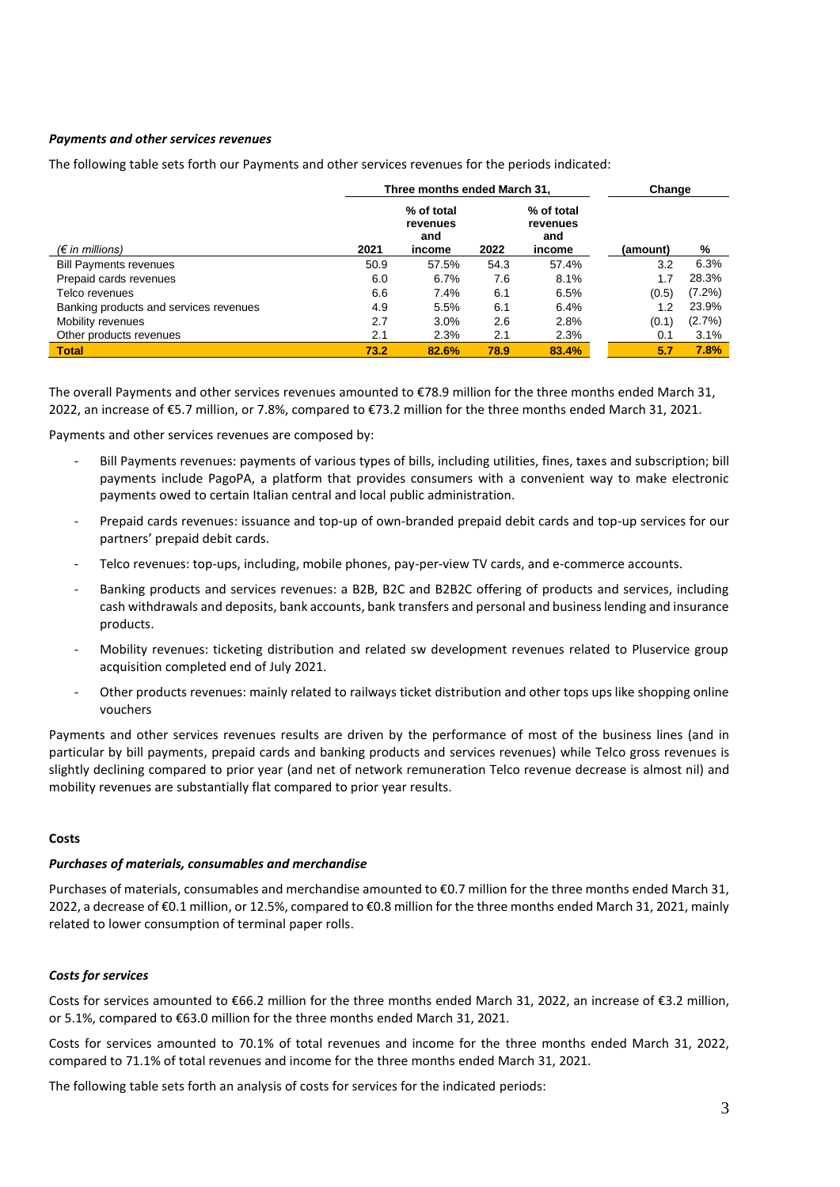### *Payments and other services revenues*

The following table sets forth our Payments and other services revenues for the periods indicated:

| | Three months ended March 31, | | | | Change | |
|---|---|---|---|---|---|---|
| *(€ in millions)* | 2021 | % of total revenues and income | 2022 | % of total revenues and income | (amount) | % |
| Bill Payments revenues | 50.9 | 57.5% | 54.3 | 57.4% | 3.2 | 6.3% |
| Prepaid cards revenues | 6.0 | 6.7% | 7.6 | 8.1% | 1.7 | 28.3% |
| Telco revenues | 6.6 | 7.4% | 6.1 | 6.5% | (0.5) | (7.2%) |
| Banking products and services revenues | 4.9 | 5.5% | 6.1 | 6.4% | 1.2 | 23.9% |
| Mobility revenues | 2.7 | 3.0% | 2.6 | 2.8% | (0.1) | (2.7%) |
| Other products revenues | 2.1 | 2.3% | 2.1 | 2.3% | 0.1 | 3.1% |
| **Total** | **73.2** | **82.6%** | **78.9** | **83.4%** | **5.7** | **7.8%** |

The overall Payments and other services revenues amounted to €78.9 million for the three months ended March 31, 2022, an increase of €5.7 million, or 7.8%, compared to €73.2 million for the three months ended March 31, 2021.

Payments and other services revenues are composed by:

- Bill Payments revenues: payments of various types of bills, including utilities, fines, taxes and subscription; bill payments include PagoPA, a platform that provides consumers with a convenient way to make electronic payments owed to certain Italian central and local public administration.
- Prepaid cards revenues: issuance and top-up of own-branded prepaid debit cards and top-up services for our partners' prepaid debit cards.
- Telco revenues: top-ups, including, mobile phones, pay-per-view TV cards, and e-commerce accounts.
- Banking products and services revenues: a B2B, B2C and B2B2C offering of products and services, including cash withdrawals and deposits, bank accounts, bank transfers and personal and business lending and insurance products.
- Mobility revenues: ticketing distribution and related sw development revenues related to Pluservice group acquisition completed end of July 2021.
- Other products revenues: mainly related to railways ticket distribution and other tops ups like shopping online vouchers

Payments and other services revenues results are driven by the performance of most of the business lines (and in particular by bill payments, prepaid cards and banking products and services revenues) while Telco gross revenues is slightly declining compared to prior year (and net of network remuneration Telco revenue decrease is almost nil) and mobility revenues are substantially flat compared to prior year results.

## Costs

### *Purchases of materials, consumables and merchandise*

Purchases of materials, consumables and merchandise amounted to €0.7 million for the three months ended March 31, 2022, a decrease of €0.1 million, or 12.5%, compared to €0.8 million for the three months ended March 31, 2021, mainly related to lower consumption of terminal paper rolls.

### *Costs for services*

Costs for services amounted to €66.2 million for the three months ended March 31, 2022, an increase of €3.2 million, or 5.1%, compared to €63.0 million for the three months ended March 31, 2021.

Costs for services amounted to 70.1% of total revenues and income for the three months ended March 31, 2022, compared to 71.1% of total revenues and income for the three months ended March 31, 2021.

The following table sets forth an analysis of costs for services for the indicated periods: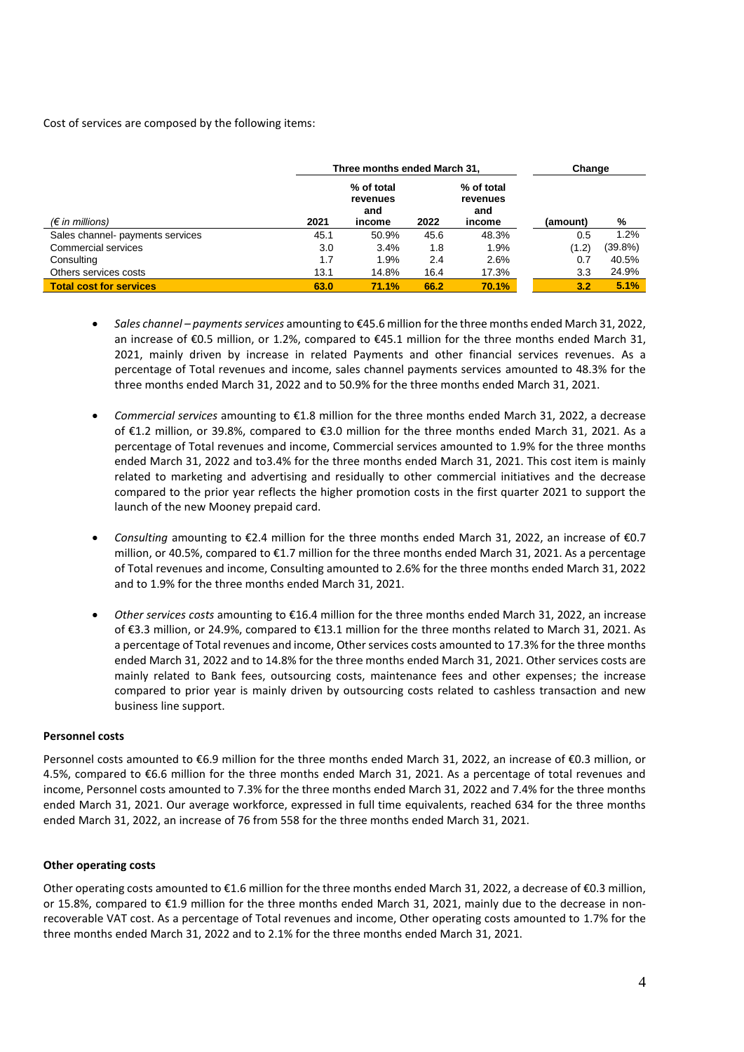Cost of services are composed by the following items:

| | Three months ended March 31, | | | | Change | |
|---|---|---|---|---|---|---|
| *(€ in millions)* | 2021 | % of total revenues and income | 2022 | % of total revenues and income | (amount) | % |
| Sales channel- payments services | 45.1 | 50.9% | 45.6 | 48.3% | 0.5 | 1.2% |
| Commercial services | 3.0 | 3.4% | 1.8 | 1.9% | (1.2) | (39.8%) |
| Consulting | 1.7 | 1.9% | 2.4 | 2.6% | 0.7 | 40.5% |
| Others services costs | 13.1 | 14.8% | 16.4 | 17.3% | 3.3 | 24.9% |
| **Total cost for services** | **63.0** | **71.1%** | **66.2** | **70.1%** | **3.2** | **5.1%** |

- *Sales channel – payments services* amounting to €45.6 million for the three months ended March 31, 2022, an increase of €0.5 million, or 1.2%, compared to €45.1 million for the three months ended March 31, 2021, mainly driven by increase in related Payments and other financial services revenues. As a percentage of Total revenues and income, sales channel payments services amounted to 48.3% for the three months ended March 31, 2022 and to 50.9% for the three months ended March 31, 2021.

- *Commercial services* amounting to €1.8 million for the three months ended March 31, 2022, a decrease of €1.2 million, or 39.8%, compared to €3.0 million for the three months ended March 31, 2021. As a percentage of Total revenues and income, Commercial services amounted to 1.9% for the three months ended March 31, 2022 and to3.4% for the three months ended March 31, 2021. This cost item is mainly related to marketing and advertising and residually to other commercial initiatives and the decrease compared to the prior year reflects the higher promotion costs in the first quarter 2021 to support the launch of the new Mooney prepaid card.

- *Consulting* amounting to €2.4 million for the three months ended March 31, 2022, an increase of €0.7 million, or 40.5%, compared to €1.7 million for the three months ended March 31, 2021. As a percentage of Total revenues and income, Consulting amounted to 2.6% for the three months ended March 31, 2022 and to 1.9% for the three months ended March 31, 2021.

- *Other services costs* amounting to €16.4 million for the three months ended March 31, 2022, an increase of €3.3 million, or 24.9%, compared to €13.1 million for the three months related to March 31, 2021. As a percentage of Total revenues and income, Other services costs amounted to 17.3% for the three months ended March 31, 2022 and to 14.8% for the three months ended March 31, 2021. Other services costs are mainly related to Bank fees, outsourcing costs, maintenance fees and other expenses; the increase compared to prior year is mainly driven by outsourcing costs related to cashless transaction and new business line support.

**Personnel costs**

Personnel costs amounted to €6.9 million for the three months ended March 31, 2022, an increase of €0.3 million, or 4.5%, compared to €6.6 million for the three months ended March 31, 2021. As a percentage of total revenues and income, Personnel costs amounted to 7.3% for the three months ended March 31, 2022 and 7.4% for the three months ended March 31, 2021. Our average workforce, expressed in full time equivalents, reached 634 for the three months ended March 31, 2022, an increase of 76 from 558 for the three months ended March 31, 2021.

**Other operating costs**

Other operating costs amounted to €1.6 million for the three months ended March 31, 2022, a decrease of €0.3 million, or 15.8%, compared to €1.9 million for the three months ended March 31, 2021, mainly due to the decrease in non-recoverable VAT cost. As a percentage of Total revenues and income, Other operating costs amounted to 1.7% for the three months ended March 31, 2022 and to 2.1% for the three months ended March 31, 2021.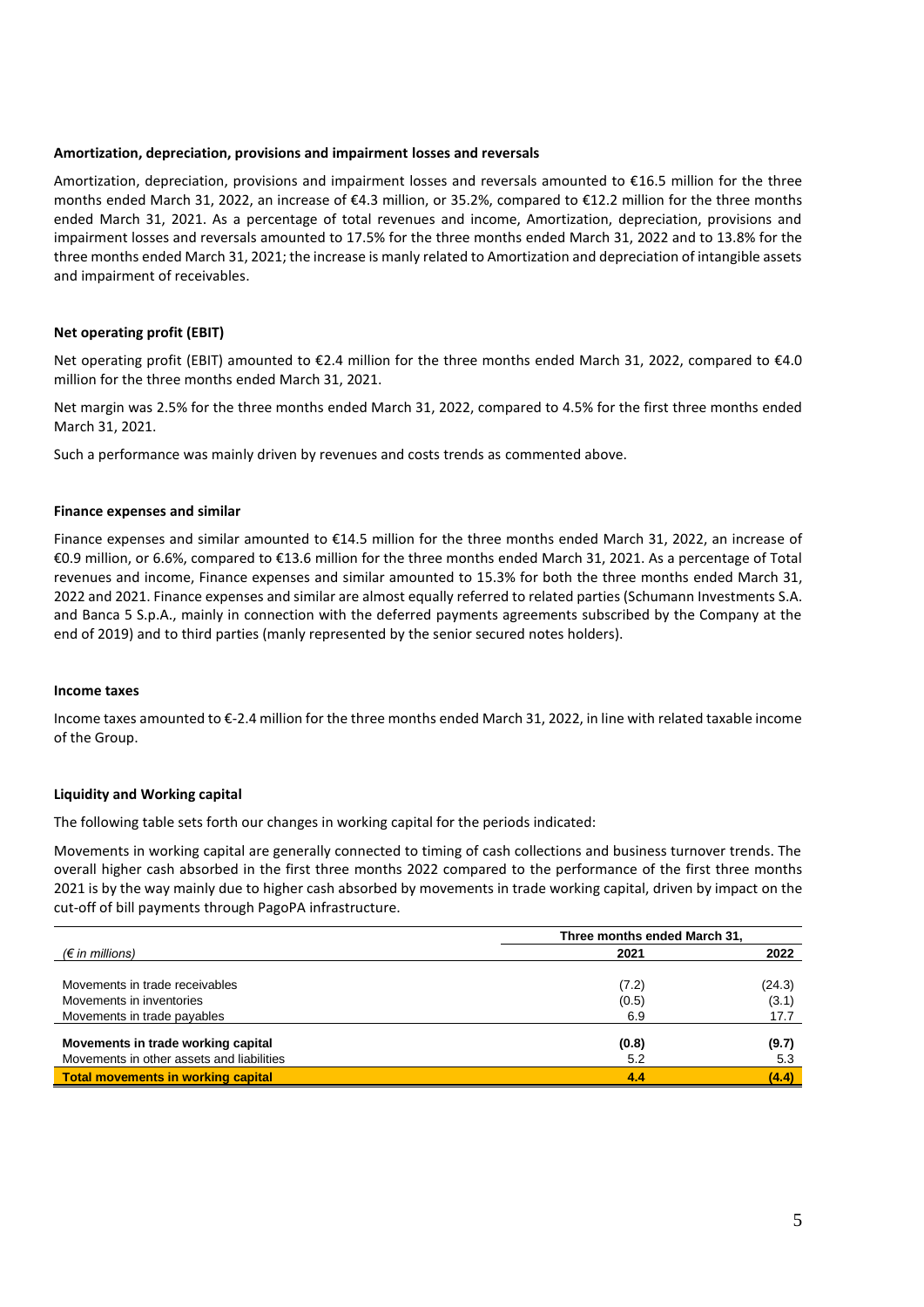**Amortization, depreciation, provisions and impairment losses and reversals**

Amortization, depreciation, provisions and impairment losses and reversals amounted to €16.5 million for the three months ended March 31, 2022, an increase of €4.3 million, or 35.2%, compared to €12.2 million for the three months ended March 31, 2021. As a percentage of total revenues and income, Amortization, depreciation, provisions and impairment losses and reversals amounted to 17.5% for the three months ended March 31, 2022 and to 13.8% for the three months ended March 31, 2021; the increase is manly related to Amortization and depreciation of intangible assets and impairment of receivables.

**Net operating profit (EBIT)**

Net operating profit (EBIT) amounted to €2.4 million for the three months ended March 31, 2022, compared to €4.0 million for the three months ended March 31, 2021.

Net margin was 2.5% for the three months ended March 31, 2022, compared to 4.5% for the first three months ended March 31, 2021.

Such a performance was mainly driven by revenues and costs trends as commented above.

**Finance expenses and similar**

Finance expenses and similar amounted to €14.5 million for the three months ended March 31, 2022, an increase of €0.9 million, or 6.6%, compared to €13.6 million for the three months ended March 31, 2021. As a percentage of Total revenues and income, Finance expenses and similar amounted to 15.3% for both the three months ended March 31, 2022 and 2021. Finance expenses and similar are almost equally referred to related parties (Schumann Investments S.A. and Banca 5 S.p.A., mainly in connection with the deferred payments agreements subscribed by the Company at the end of 2019) and to third parties (manly represented by the senior secured notes holders).

**Income taxes**

Income taxes amounted to €-2.4 million for the three months ended March 31, 2022, in line with related taxable income of the Group.

**Liquidity and Working capital**

The following table sets forth our changes in working capital for the periods indicated:

Movements in working capital are generally connected to timing of cash collections and business turnover trends. The overall higher cash absorbed in the first three months 2022 compared to the performance of the first three months 2021 is by the way mainly due to higher cash absorbed by movements in trade working capital, driven by impact on the cut-off of bill payments through PagoPA infrastructure.

| | Three months ended March 31, | |
|---|---|---|
| *(€ in millions)* | **2021** | **2022** |
| Movements in trade receivables | (7.2) | (24.3) |
| Movements in inventories | (0.5) | (3.1) |
| Movements in trade payables | 6.9 | 17.7 |
| **Movements in trade working capital** | **(0.8)** | **(9.7)** |
| Movements in other assets and liabilities | 5.2 | 5.3 |
| **Total movements in working capital** | **4.4** | **(4.4)** |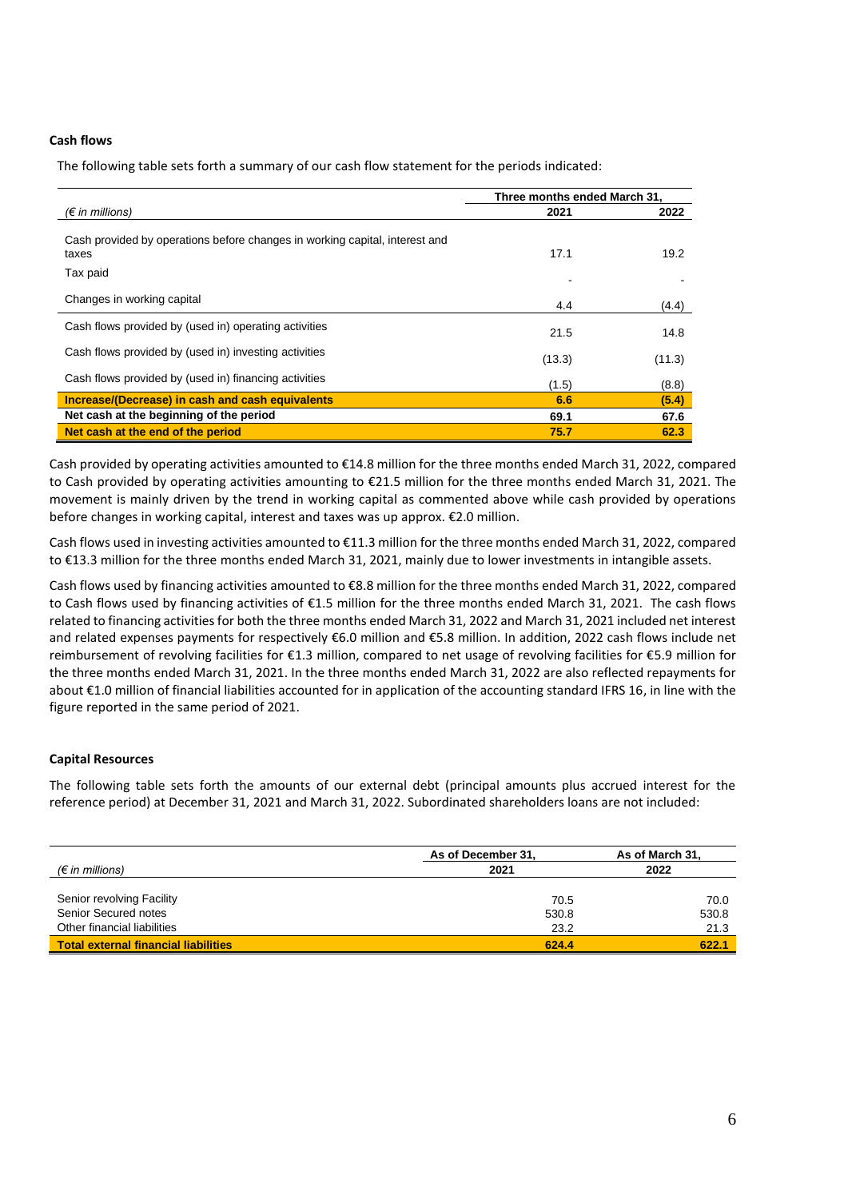### Cash flows

The following table sets forth a summary of our cash flow statement for the periods indicated:

| | Three months ended March 31, | |
|---|---|---|
| *(€ in millions)* | 2021 | 2022 |
| Cash provided by operations before changes in working capital, interest and taxes | 17.1 | 19.2 |
| Tax paid | - | - |
| Changes in working capital | 4.4 | (4.4) |
| Cash flows provided by (used in) operating activities | 21.5 | 14.8 |
| Cash flows provided by (used in) investing activities | (13.3) | (11.3) |
| Cash flows provided by (used in) financing activities | (1.5) | (8.8) |
| **Increase/(Decrease) in cash and cash equivalents** | **6.6** | **(5.4)** |
| **Net cash at the beginning of the period** | **69.1** | **67.6** |
| **Net cash at the end of the period** | **75.7** | **62.3** |

Cash provided by operating activities amounted to €14.8 million for the three months ended March 31, 2022, compared to Cash provided by operating activities amounting to €21.5 million for the three months ended March 31, 2021. The movement is mainly driven by the trend in working capital as commented above while cash provided by operations before changes in working capital, interest and taxes was up approx. €2.0 million.

Cash flows used in investing activities amounted to €11.3 million for the three months ended March 31, 2022, compared to €13.3 million for the three months ended March 31, 2021, mainly due to lower investments in intangible assets.

Cash flows used by financing activities amounted to €8.8 million for the three months ended March 31, 2022, compared to Cash flows used by financing activities of €1.5 million for the three months ended March 31, 2021. The cash flows related to financing activities for both the three months ended March 31, 2022 and March 31, 2021 included net interest and related expenses payments for respectively €6.0 million and €5.8 million. In addition, 2022 cash flows include net reimbursement of revolving facilities for €1.3 million, compared to net usage of revolving facilities for €5.9 million for the three months ended March 31, 2021. In the three months ended March 31, 2022 are also reflected repayments for about €1.0 million of financial liabilities accounted for in application of the accounting standard IFRS 16, in line with the figure reported in the same period of 2021.

### Capital Resources

The following table sets forth the amounts of our external debt (principal amounts plus accrued interest for the reference period) at December 31, 2021 and March 31, 2022. Subordinated shareholders loans are not included:

| | As of December 31, | As of March 31, |
|---|---|---|
| *(€ in millions)* | 2021 | 2022 |
| Senior revolving Facility | 70.5 | 70.0 |
| Senior Secured notes | 530.8 | 530.8 |
| Other financial liabilities | 23.2 | 21.3 |
| **Total external financial liabilities** | **624.4** | **622.1** |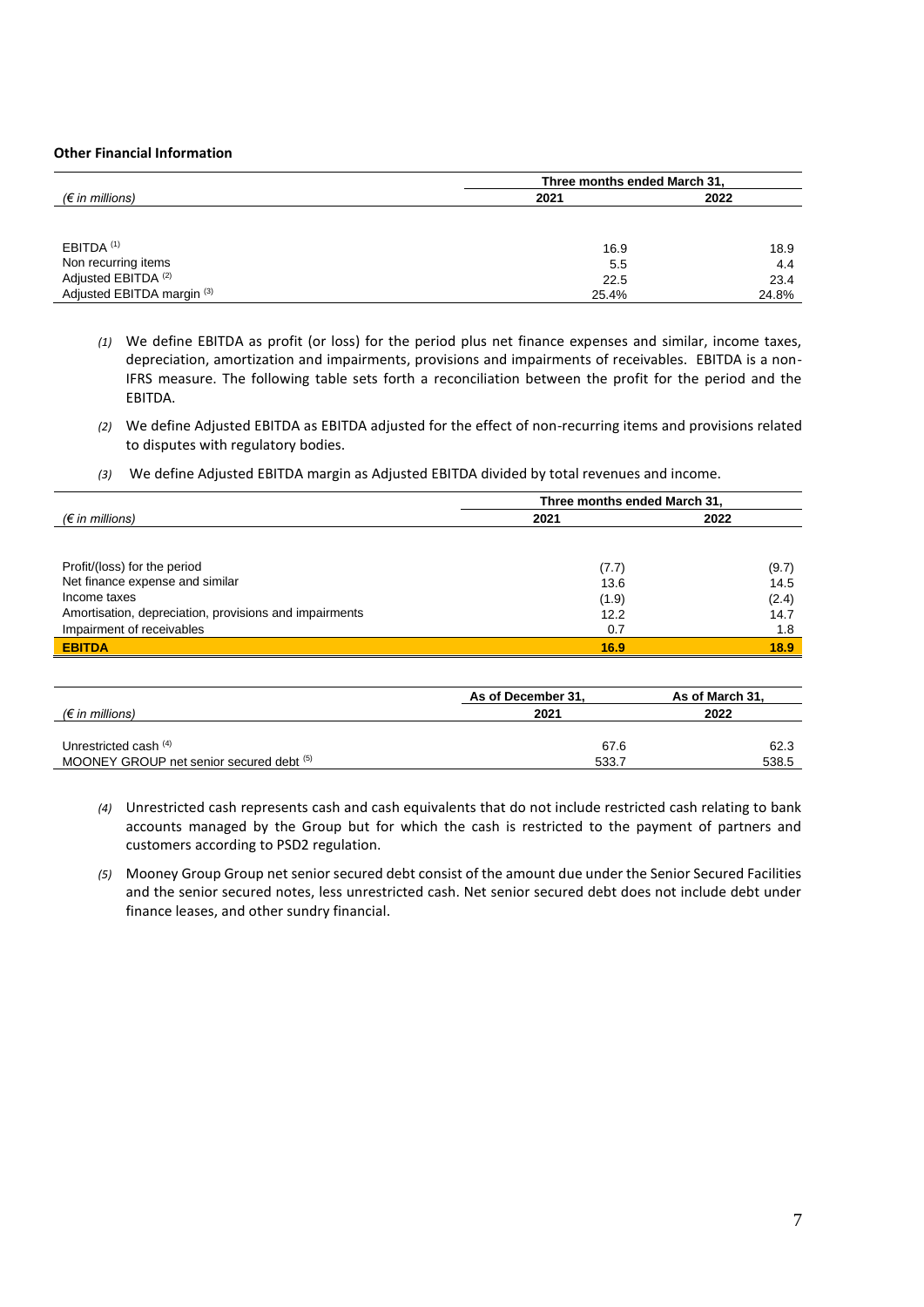**Other Financial Information**

| (€ in millions) | Three months ended March 31, | |
|---|---|---|
| | 2021 | 2022 |
| EBITDA [(1)] | 16.9 | 18.9 |
| Non recurring items | 5.5 | 4.4 |
| Adjusted EBITDA [(2)] | 22.5 | 23.4 |
| Adjusted EBITDA margin [(3)] | 25.4% | 24.8% |

*(1)* We define EBITDA as profit (or loss) for the period plus net finance expenses and similar, income taxes, depreciation, amortization and impairments, provisions and impairments of receivables. EBITDA is a non-IFRS measure. The following table sets forth a reconciliation between the profit for the period and the EBITDA.

*(2)* We define Adjusted EBITDA as EBITDA adjusted for the effect of non-recurring items and provisions related to disputes with regulatory bodies.

*(3)* We define Adjusted EBITDA margin as Adjusted EBITDA divided by total revenues and income.

| (€ in millions) | Three months ended March 31, | |
|---|---|---|
| | 2021 | 2022 |
| Profit/(loss) for the period | (7.7) | (9.7) |
| Net finance expense and similar | 13.6 | 14.5 |
| Income taxes | (1.9) | (2.4) |
| Amortisation, depreciation, provisions and impairments | 12.2 | 14.7 |
| Impairment of receivables | 0.7 | 1.8 |
| **EBITDA** | **16.9** | **18.9** |

| (€ in millions) | As of December 31, | As of March 31, |
|---|---|---|
| | 2021 | 2022 |
| Unrestricted cash [(4)] | 67.6 | 62.3 |
| MOONEY GROUP net senior secured debt [(5)] | 533.7 | 538.5 |

*(4)* Unrestricted cash represents cash and cash equivalents that do not include restricted cash relating to bank accounts managed by the Group but for which the cash is restricted to the payment of partners and customers according to PSD2 regulation.

*(5)* Mooney Group Group net senior secured debt consist of the amount due under the Senior Secured Facilities and the senior secured notes, less unrestricted cash. Net senior secured debt does not include debt under finance leases, and other sundry financial.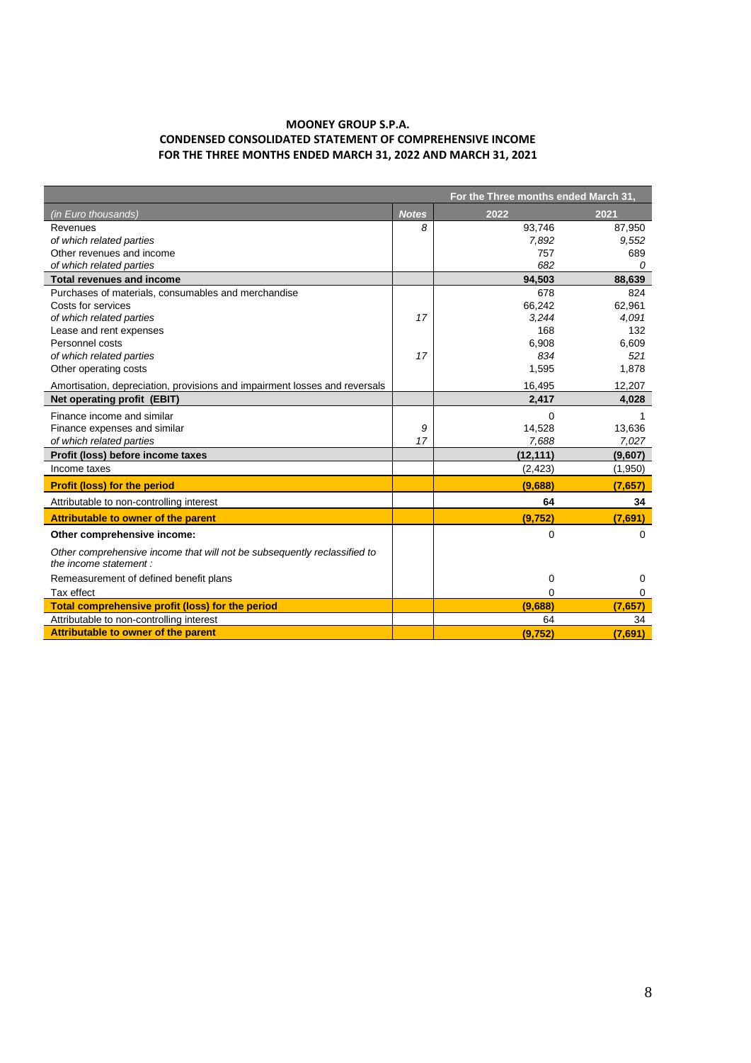**MOONEY GROUP S.P.A.**
**CONDENSED CONSOLIDATED STATEMENT OF COMPREHENSIVE INCOME**
**FOR THE THREE MONTHS ENDED MARCH 31, 2022 AND MARCH 31, 2021**

| | | For the Three months ended March 31, | |
|---|---|---|---|
| *(in Euro thousands)* | *Notes* | 2022 | 2021 |
| Revenues | 8 | 93,746 | 87,950 |
| *of which related parties* | | *7,892* | *9,552* |
| Other revenues and income | | 757 | 689 |
| *of which related parties* | | *682* | *0* |
| **Total revenues and income** | | **94,503** | **88,639** |
| Purchases of materials, consumables and merchandise | | 678 | 824 |
| Costs for services | | 66,242 | 62,961 |
| *of which related parties* | *17* | *3,244* | *4,091* |
| Lease and rent expenses | | 168 | 132 |
| Personnel costs | | 6,908 | 6,609 |
| *of which related parties* | *17* | *834* | *521* |
| Other operating costs | | 1,595 | 1,878 |
| Amortisation, depreciation, provisions and impairment losses and reversals | | 16,495 | 12,207 |
| **Net operating profit (EBIT)** | | **2,417** | **4,028** |
| Finance income and similar | | 0 | 1 |
| Finance expenses and similar | 9 | 14,528 | 13,636 |
| *of which related parties* | *17* | *7,688* | *7,027* |
| **Profit (loss) before income taxes** | | **(12,111)** | **(9,607)** |
| Income taxes | | (2,423) | (1,950) |
| **Profit (loss) for the period** | | **(9,688)** | **(7,657)** |
| Attributable to non-controlling interest | | **64** | **34** |
| **Attributable to owner of the parent** | | **(9,752)** | **(7,691)** |
| **Other comprehensive income:** | | 0 | 0 |
| *Other comprehensive income that will not be subsequently reclassified to the income statement :* | | | |
| Remeasurement of defined benefit plans | | 0 | 0 |
| Tax effect | | 0 | 0 |
| **Total comprehensive profit (loss) for the period** | | **(9,688)** | **(7,657)** |
| Attributable to non-controlling interest | | 64 | 34 |
| **Attributable to owner of the parent** | | **(9,752)** | **(7,691)** |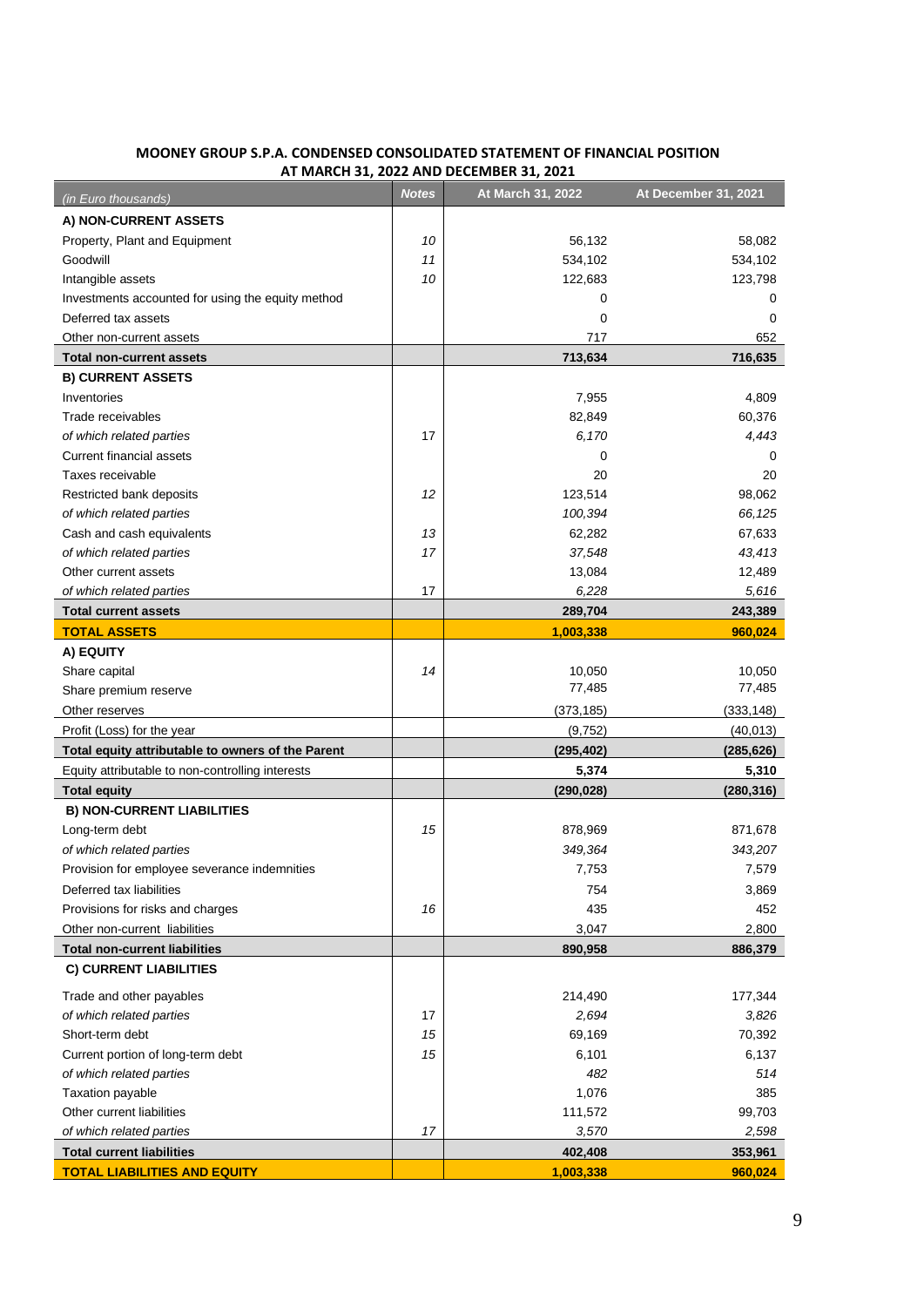**MOONEY GROUP S.P.A. CONDENSED CONSOLIDATED STATEMENT OF FINANCIAL POSITION AT MARCH 31, 2022 AND DECEMBER 31, 2021**

| *(in Euro thousands)* | Notes | At March 31, 2022 | At December 31, 2021 |
|---|---|---|---|
| **A) NON-CURRENT ASSETS** | | | |
| Property, Plant and Equipment | *10* | 56,132 | 58,082 |
| Goodwill | *11* | 534,102 | 534,102 |
| Intangible assets | *10* | 122,683 | 123,798 |
| Investments accounted for using the equity method | | 0 | 0 |
| Deferred tax assets | | 0 | 0 |
| Other non-current assets | | 717 | 652 |
| **Total non-current assets** | | **713,634** | **716,635** |
| **B) CURRENT ASSETS** | | | |
| Inventories | | 7,955 | 4,809 |
| Trade receivables | | 82,849 | 60,376 |
| *of which related parties* | 17 | *6,170* | *4,443* |
| Current financial assets | | 0 | 0 |
| Taxes receivable | | 20 | 20 |
| Restricted bank deposits | *12* | 123,514 | 98,062 |
| *of which related parties* | | *100,394* | *66,125* |
| Cash and cash equivalents | *13* | 62,282 | 67,633 |
| *of which related parties* | *17* | *37,548* | *43,413* |
| Other current assets | | 13,084 | 12,489 |
| *of which related parties* | 17 | *6,228* | *5,616* |
| **Total current assets** | | **289,704** | **243,389** |
| **TOTAL ASSETS** | | **1,003,338** | **960,024** |
| **A) EQUITY** | | | |
| Share capital | *14* | 10,050 | 10,050 |
| Share premium reserve | | 77,485 | 77,485 |
| Other reserves | | (373,185) | (333,148) |
| Profit (Loss) for the year | | (9,752) | (40,013) |
| **Total equity attributable to owners of the Parent** | | **(295,402)** | **(285,626)** |
| Equity attributable to non-controlling interests | | **5,374** | **5,310** |
| **Total equity** | | **(290,028)** | **(280,316)** |
| **B) NON-CURRENT LIABILITIES** | | | |
| Long-term debt | *15* | 878,969 | 871,678 |
| *of which related parties* | | *349,364* | *343,207* |
| Provision for employee severance indemnities | | 7,753 | 7,579 |
| Deferred tax liabilities | | 754 | 3,869 |
| Provisions for risks and charges | *16* | 435 | 452 |
| Other non-current liabilities | | 3,047 | 2,800 |
| **Total non-current liabilities** | | **890,958** | **886,379** |
| **C) CURRENT LIABILITIES** | | | |
| Trade and other payables | | 214,490 | 177,344 |
| *of which related parties* | 17 | *2,694* | *3,826* |
| Short-term debt | *15* | 69,169 | 70,392 |
| Current portion of long-term debt | *15* | 6,101 | 6,137 |
| *of which related parties* | | *482* | *514* |
| Taxation payable | | 1,076 | 385 |
| Other current liabilities | | 111,572 | 99,703 |
| *of which related parties* | *17* | *3,570* | *2,598* |
| **Total current liabilities** | | **402,408** | **353,961** |
| **TOTAL LIABILITIES AND EQUITY** | | **1,003,338** | **960,024** |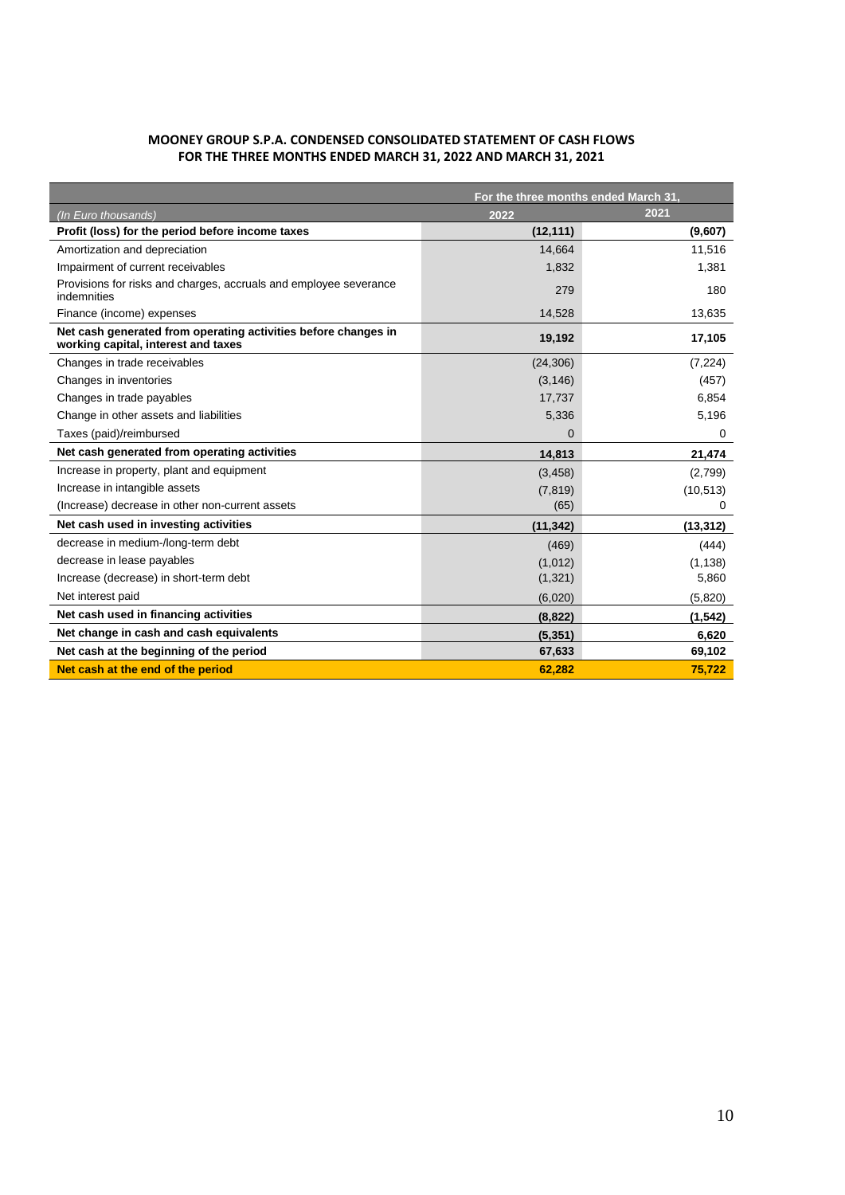**MOONEY GROUP S.P.A. CONDENSED CONSOLIDATED STATEMENT OF CASH FLOWS**
**FOR THE THREE MONTHS ENDED MARCH 31, 2022 AND MARCH 31, 2021**

| | For the three months ended March 31, | |
|---|---|---|
| *(In Euro thousands)* | 2022 | 2021 |
| **Profit (loss) for the period before income taxes** | **(12,111)** | **(9,607)** |
| Amortization and depreciation | 14,664 | 11,516 |
| Impairment of current receivables | 1,832 | 1,381 |
| Provisions for risks and charges, accruals and employee severance indemnities | 279 | 180 |
| Finance (income) expenses | 14,528 | 13,635 |
| **Net cash generated from operating activities before changes in working capital, interest and taxes** | **19,192** | **17,105** |
| Changes in trade receivables | (24,306) | (7,224) |
| Changes in inventories | (3,146) | (457) |
| Changes in trade payables | 17,737 | 6,854 |
| Change in other assets and liabilities | 5,336 | 5,196 |
| Taxes (paid)/reimbursed | 0 | 0 |
| **Net cash generated from operating activities** | **14,813** | **21,474** |
| Increase in property, plant and equipment | (3,458) | (2,799) |
| Increase in intangible assets | (7,819) | (10,513) |
| (Increase) decrease in other non-current assets | (65) | 0 |
| **Net cash used in investing activities** | **(11,342)** | **(13,312)** |
| decrease in medium-/long-term debt | (469) | (444) |
| decrease in lease payables | (1,012) | (1,138) |
| Increase (decrease) in short-term debt | (1,321) | 5,860 |
| Net interest paid | (6,020) | (5,820) |
| **Net cash used in financing activities** | **(8,822)** | **(1,542)** |
| **Net change in cash and cash equivalents** | **(5,351)** | **6,620** |
| **Net cash at the beginning of the period** | **67,633** | **69,102** |
| **Net cash at the end of the period** | **62,282** | **75,722** |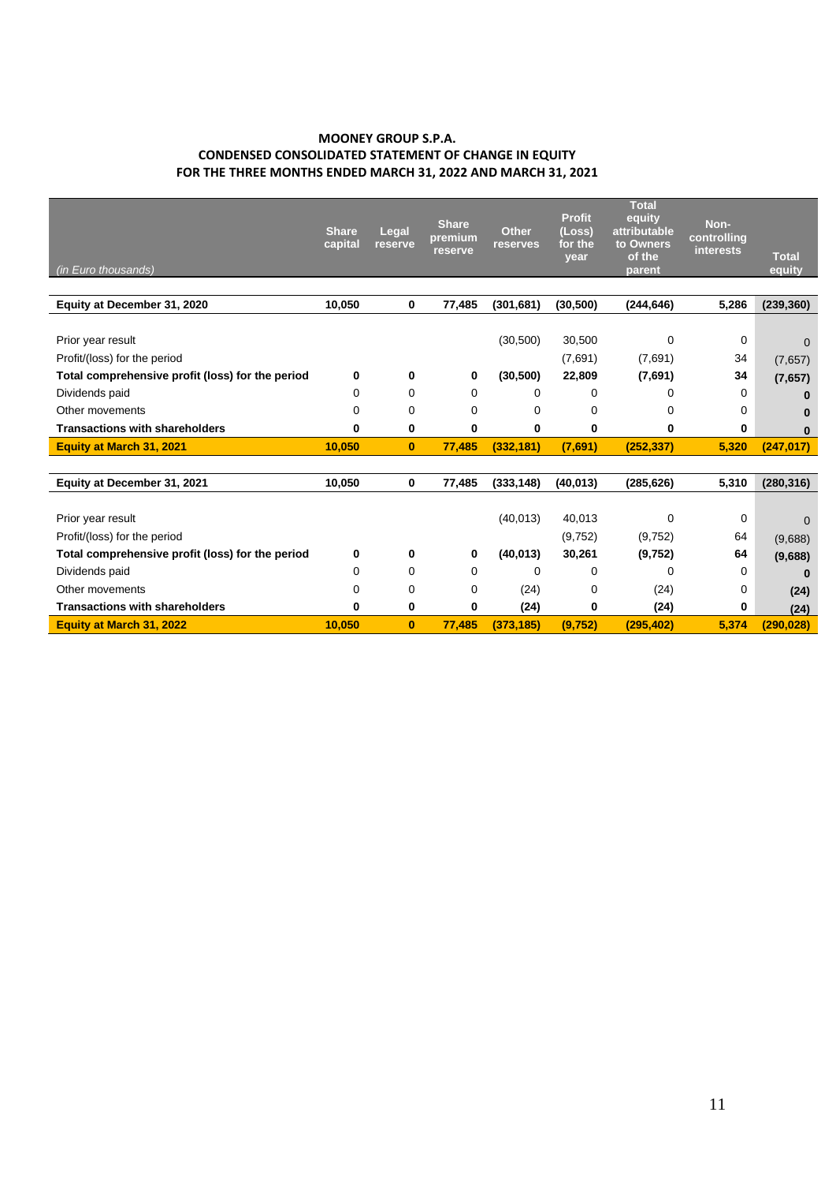**MOONEY GROUP S.P.A.**
**CONDENSED CONSOLIDATED STATEMENT OF CHANGE IN EQUITY**
**FOR THE THREE MONTHS ENDED MARCH 31, 2022 AND MARCH 31, 2021**

| *(in Euro thousands)* | Share capital | Legal reserve | Share premium reserve | Other reserves | Profit (Loss) for the year | Total equity attributable to Owners of the parent | Non-controlling interests | Total equity |
|---|---|---|---|---|---|---|---|---|
| **Equity at December 31, 2020** | **10,050** | **0** | **77,485** | **(301,681)** | **(30,500)** | **(244,646)** | **5,286** | **(239,360)** |
| Prior year result | | | | (30,500) | 30,500 | 0 | 0 | 0 |
| Profit/(loss) for the period | | | | | (7,691) | (7,691) | 34 | (7,657) |
| **Total comprehensive profit (loss) for the period** | **0** | **0** | **0** | **(30,500)** | **22,809** | **(7,691)** | **34** | **(7,657)** |
| Dividends paid | 0 | 0 | 0 | 0 | 0 | 0 | 0 | **0** |
| Other movements | 0 | 0 | 0 | 0 | 0 | 0 | 0 | **0** |
| **Transactions with shareholders** | **0** | **0** | **0** | **0** | **0** | **0** | **0** | **0** |
| **Equity at March 31, 2021** | **10,050** | **0** | **77,485** | **(332,181)** | **(7,691)** | **(252,337)** | **5,320** | **(247,017)** |
| **Equity at December 31, 2021** | **10,050** | **0** | **77,485** | **(333,148)** | **(40,013)** | **(285,626)** | **5,310** | **(280,316)** |
| Prior year result | | | | (40,013) | 40,013 | 0 | 0 | 0 |
| Profit/(loss) for the period | | | | | (9,752) | (9,752) | 64 | (9,688) |
| **Total comprehensive profit (loss) for the period** | **0** | **0** | **0** | **(40,013)** | **30,261** | **(9,752)** | **64** | **(9,688)** |
| Dividends paid | 0 | 0 | 0 | 0 | 0 | 0 | 0 | **0** |
| Other movements | 0 | 0 | 0 | (24) | 0 | (24) | 0 | **(24)** |
| **Transactions with shareholders** | **0** | **0** | **0** | **(24)** | **0** | **(24)** | **0** | **(24)** |
| **Equity at March 31, 2022** | **10,050** | **0** | **77,485** | **(373,185)** | **(9,752)** | **(295,402)** | **5,374** | **(290,028)** |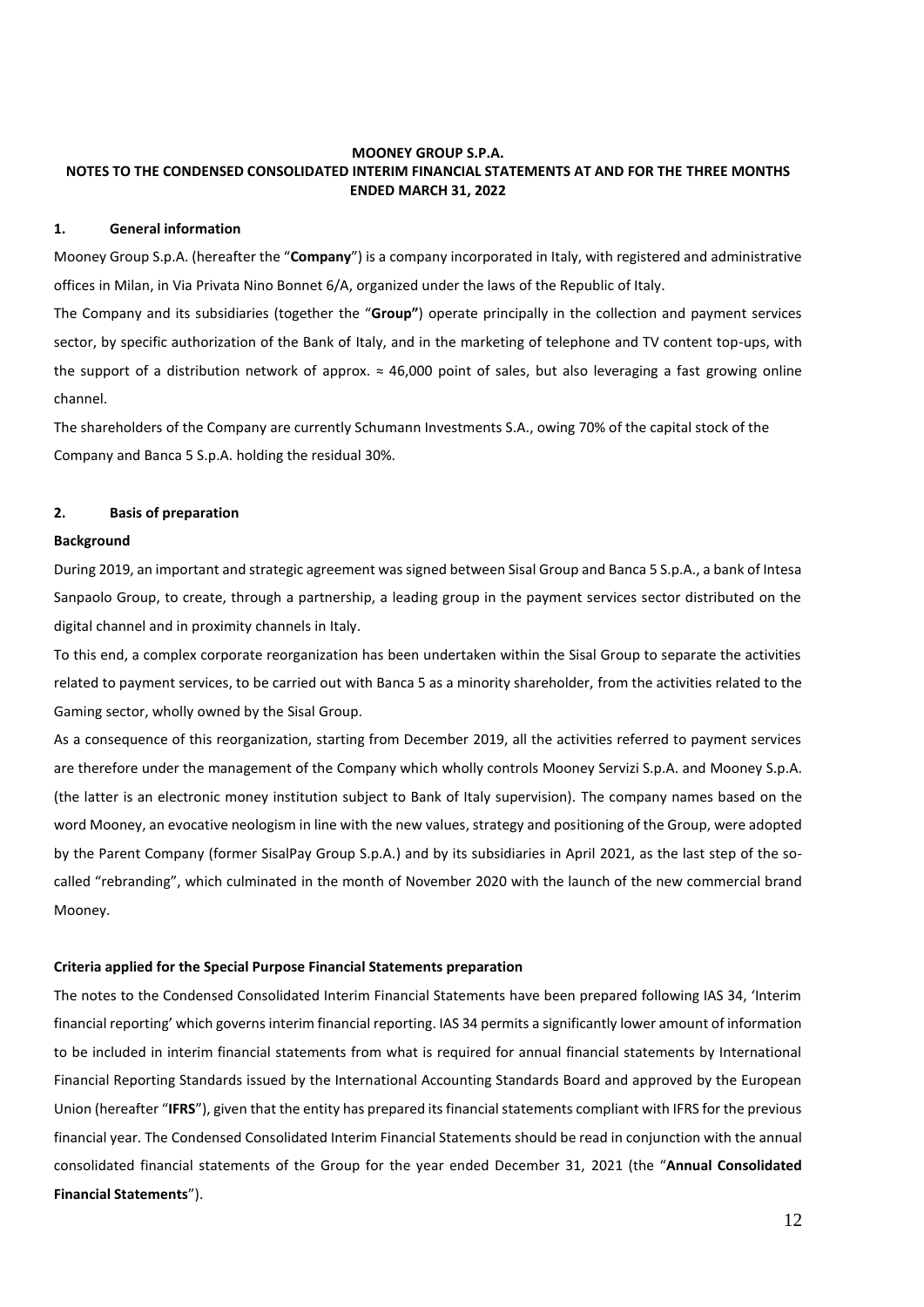**MOONEY GROUP S.P.A.**
**NOTES TO THE CONDENSED CONSOLIDATED INTERIM FINANCIAL STATEMENTS AT AND FOR THE THREE MONTHS ENDED MARCH 31, 2022**

## 1. General information

Mooney Group S.p.A. (hereafter the "**Company**") is a company incorporated in Italy, with registered and administrative offices in Milan, in Via Privata Nino Bonnet 6/A, organized under the laws of the Republic of Italy.

The Company and its subsidiaries (together the "**Group"**) operate principally in the collection and payment services sector, by specific authorization of the Bank of Italy, and in the marketing of telephone and TV content top-ups, with the support of a distribution network of approx. ≈ 46,000 point of sales, but also leveraging a fast growing online channel.

The shareholders of the Company are currently Schumann Investments S.A., owing 70% of the capital stock of the Company and Banca 5 S.p.A. holding the residual 30%.

## 2. Basis of preparation

### Background

During 2019, an important and strategic agreement was signed between Sisal Group and Banca 5 S.p.A., a bank of Intesa Sanpaolo Group, to create, through a partnership, a leading group in the payment services sector distributed on the digital channel and in proximity channels in Italy.

To this end, a complex corporate reorganization has been undertaken within the Sisal Group to separate the activities related to payment services, to be carried out with Banca 5 as a minority shareholder, from the activities related to the Gaming sector, wholly owned by the Sisal Group.

As a consequence of this reorganization, starting from December 2019, all the activities referred to payment services are therefore under the management of the Company which wholly controls Mooney Servizi S.p.A. and Mooney S.p.A. (the latter is an electronic money institution subject to Bank of Italy supervision). The company names based on the word Mooney, an evocative neologism in line with the new values, strategy and positioning of the Group, were adopted by the Parent Company (former SisalPay Group S.p.A.) and by its subsidiaries in April 2021, as the last step of the so-called "rebranding", which culminated in the month of November 2020 with the launch of the new commercial brand Mooney.

### Criteria applied for the Special Purpose Financial Statements preparation

The notes to the Condensed Consolidated Interim Financial Statements have been prepared following IAS 34, 'Interim financial reporting' which governs interim financial reporting. IAS 34 permits a significantly lower amount of information to be included in interim financial statements from what is required for annual financial statements by International Financial Reporting Standards issued by the International Accounting Standards Board and approved by the European Union (hereafter "**IFRS**"), given that the entity has prepared its financial statements compliant with IFRS for the previous financial year. The Condensed Consolidated Interim Financial Statements should be read in conjunction with the annual consolidated financial statements of the Group for the year ended December 31, 2021 (the "**Annual Consolidated Financial Statements**").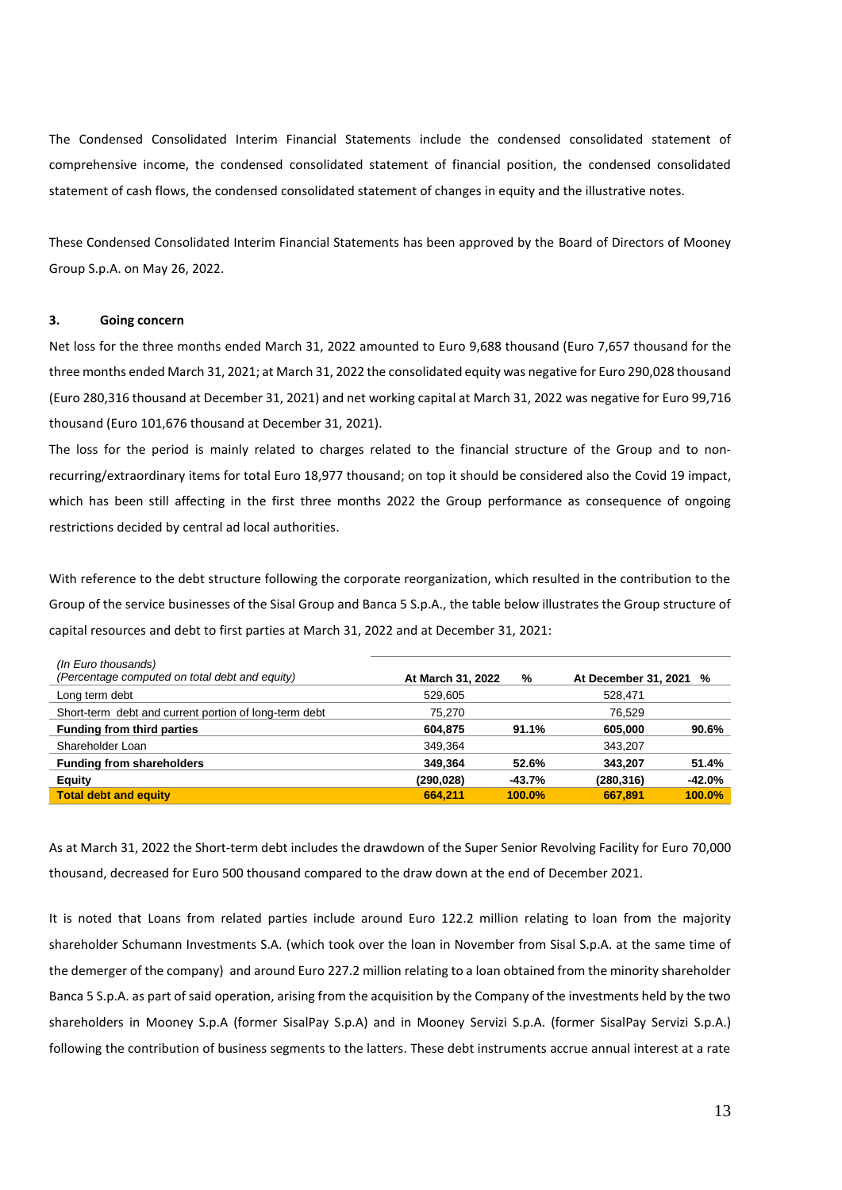The Condensed Consolidated Interim Financial Statements include the condensed consolidated statement of comprehensive income, the condensed consolidated statement of financial position, the condensed consolidated statement of cash flows, the condensed consolidated statement of changes in equity and the illustrative notes.

These Condensed Consolidated Interim Financial Statements has been approved by the Board of Directors of Mooney Group S.p.A. on May 26, 2022.

### 3. Going concern

Net loss for the three months ended March 31, 2022 amounted to Euro 9,688 thousand (Euro 7,657 thousand for the three months ended March 31, 2021; at March 31, 2022 the consolidated equity was negative for Euro 290,028 thousand (Euro 280,316 thousand at December 31, 2021) and net working capital at March 31, 2022 was negative for Euro 99,716 thousand (Euro 101,676 thousand at December 31, 2021).

The loss for the period is mainly related to charges related to the financial structure of the Group and to non-recurring/extraordinary items for total Euro 18,977 thousand; on top it should be considered also the Covid 19 impact, which has been still affecting in the first three months 2022 the Group performance as consequence of ongoing restrictions decided by central ad local authorities.

With reference to the debt structure following the corporate reorganization, which resulted in the contribution to the Group of the service businesses of the Sisal Group and Banca 5 S.p.A., the table below illustrates the Group structure of capital resources and debt to first parties at March 31, 2022 and at December 31, 2021:

| *(In Euro thousands)* *(Percentage computed on total debt and equity)* | At March 31, 2022 | % | At December 31, 2021 | % |
|---|---|---|---|---|
| Long term debt | 529,605 | | 528,471 | |
| Short-term debt and current portion of long-term debt | 75,270 | | 76,529 | |
| **Funding from third parties** | **604,875** | **91.1%** | **605,000** | **90.6%** |
| Shareholder Loan | 349,364 | | 343,207 | |
| **Funding from shareholders** | **349,364** | **52.6%** | **343,207** | **51.4%** |
| **Equity** | **(290,028)** | **-43.7%** | **(280,316)** | **-42.0%** |
| **Total debt and equity** | **664,211** | **100.0%** | **667,891** | **100.0%** |

As at March 31, 2022 the Short-term debt includes the drawdown of the Super Senior Revolving Facility for Euro 70,000 thousand, decreased for Euro 500 thousand compared to the draw down at the end of December 2021.

It is noted that Loans from related parties include around Euro 122.2 million relating to loan from the majority shareholder Schumann Investments S.A. (which took over the loan in November from Sisal S.p.A. at the same time of the demerger of the company) and around Euro 227.2 million relating to a loan obtained from the minority shareholder Banca 5 S.p.A. as part of said operation, arising from the acquisition by the Company of the investments held by the two shareholders in Mooney S.p.A (former SisalPay S.p.A) and in Mooney Servizi S.p.A. (former SisalPay Servizi S.p.A.) following the contribution of business segments to the latters. These debt instruments accrue annual interest at a rate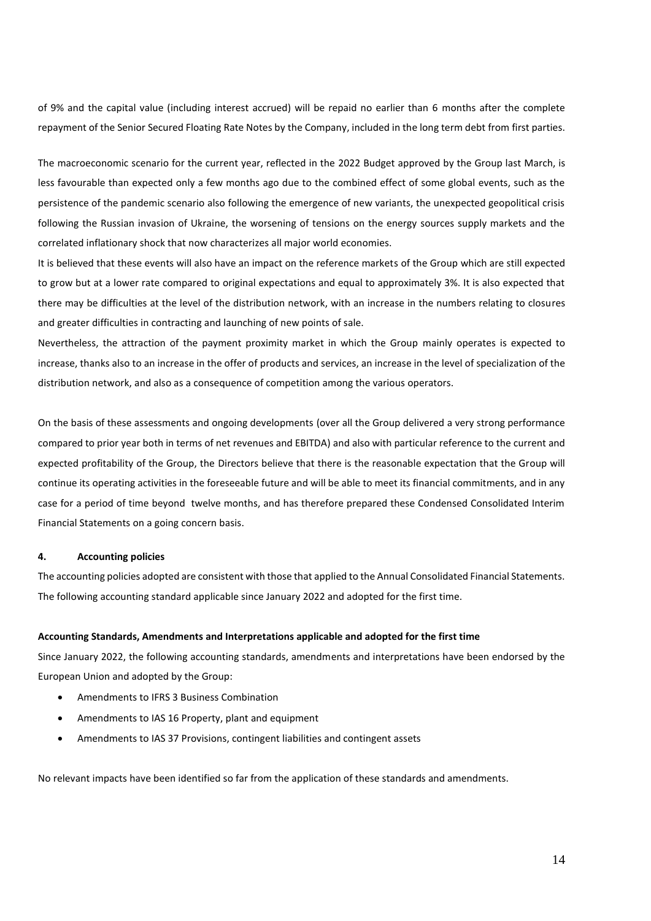of 9% and the capital value (including interest accrued) will be repaid no earlier than 6 months after the complete repayment of the Senior Secured Floating Rate Notes by the Company, included in the long term debt from first parties.

The macroeconomic scenario for the current year, reflected in the 2022 Budget approved by the Group last March, is less favourable than expected only a few months ago due to the combined effect of some global events, such as the persistence of the pandemic scenario also following the emergence of new variants, the unexpected geopolitical crisis following the Russian invasion of Ukraine, the worsening of tensions on the energy sources supply markets and the correlated inflationary shock that now characterizes all major world economies.

It is believed that these events will also have an impact on the reference markets of the Group which are still expected to grow but at a lower rate compared to original expectations and equal to approximately 3%. It is also expected that there may be difficulties at the level of the distribution network, with an increase in the numbers relating to closures and greater difficulties in contracting and launching of new points of sale.

Nevertheless, the attraction of the payment proximity market in which the Group mainly operates is expected to increase, thanks also to an increase in the offer of products and services, an increase in the level of specialization of the distribution network, and also as a consequence of competition among the various operators.

On the basis of these assessments and ongoing developments (over all the Group delivered a very strong performance compared to prior year both in terms of net revenues and EBITDA) and also with particular reference to the current and expected profitability of the Group, the Directors believe that there is the reasonable expectation that the Group will continue its operating activities in the foreseeable future and will be able to meet its financial commitments, and in any case for a period of time beyond twelve months, and has therefore prepared these Condensed Consolidated Interim Financial Statements on a going concern basis.

## 4. Accounting policies

The accounting policies adopted are consistent with those that applied to the Annual Consolidated Financial Statements. The following accounting standard applicable since January 2022 and adopted for the first time.

**Accounting Standards, Amendments and Interpretations applicable and adopted for the first time**

Since January 2022, the following accounting standards, amendments and interpretations have been endorsed by the European Union and adopted by the Group:

- Amendments to IFRS 3 Business Combination
- Amendments to IAS 16 Property, plant and equipment
- Amendments to IAS 37 Provisions, contingent liabilities and contingent assets

No relevant impacts have been identified so far from the application of these standards and amendments.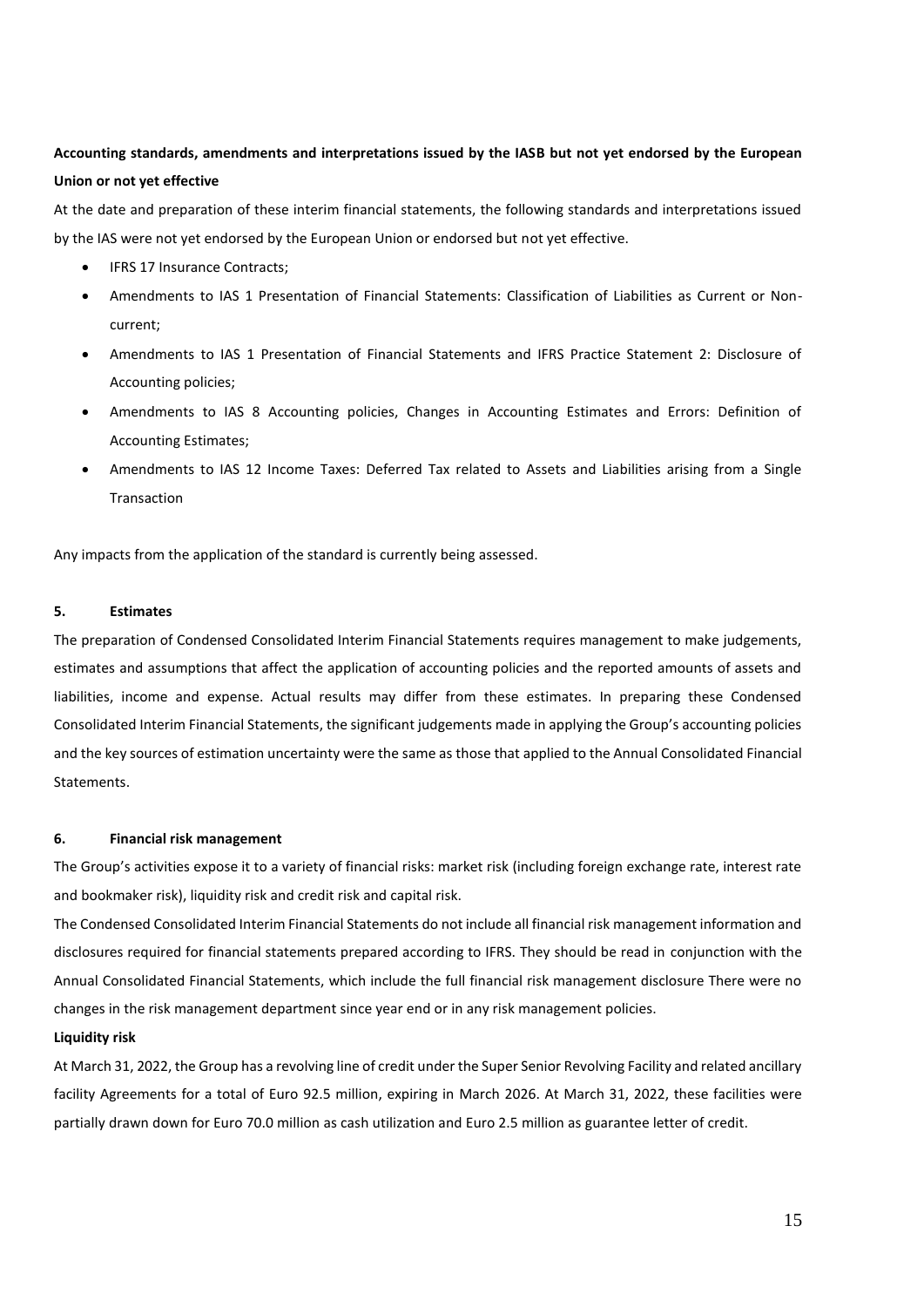**Accounting standards, amendments and interpretations issued by the IASB but not yet endorsed by the European Union or not yet effective**

At the date and preparation of these interim financial statements, the following standards and interpretations issued by the IAS were not yet endorsed by the European Union or endorsed but not yet effective.

- IFRS 17 Insurance Contracts;
- Amendments to IAS 1 Presentation of Financial Statements: Classification of Liabilities as Current or Non-current;
- Amendments to IAS 1 Presentation of Financial Statements and IFRS Practice Statement 2: Disclosure of Accounting policies;
- Amendments to IAS 8 Accounting policies, Changes in Accounting Estimates and Errors: Definition of Accounting Estimates;
- Amendments to IAS 12 Income Taxes: Deferred Tax related to Assets and Liabilities arising from a Single Transaction

Any impacts from the application of the standard is currently being assessed.

**5. Estimates**

The preparation of Condensed Consolidated Interim Financial Statements requires management to make judgements, estimates and assumptions that affect the application of accounting policies and the reported amounts of assets and liabilities, income and expense. Actual results may differ from these estimates. In preparing these Condensed Consolidated Interim Financial Statements, the significant judgements made in applying the Group's accounting policies and the key sources of estimation uncertainty were the same as those that applied to the Annual Consolidated Financial Statements.

**6. Financial risk management**

The Group's activities expose it to a variety of financial risks: market risk (including foreign exchange rate, interest rate and bookmaker risk), liquidity risk and credit risk and capital risk.

The Condensed Consolidated Interim Financial Statements do not include all financial risk management information and disclosures required for financial statements prepared according to IFRS. They should be read in conjunction with the Annual Consolidated Financial Statements, which include the full financial risk management disclosure There were no changes in the risk management department since year end or in any risk management policies.

**Liquidity risk**

At March 31, 2022, the Group has a revolving line of credit under the Super Senior Revolving Facility and related ancillary facility Agreements for a total of Euro 92.5 million, expiring in March 2026. At March 31, 2022, these facilities were partially drawn down for Euro 70.0 million as cash utilization and Euro 2.5 million as guarantee letter of credit.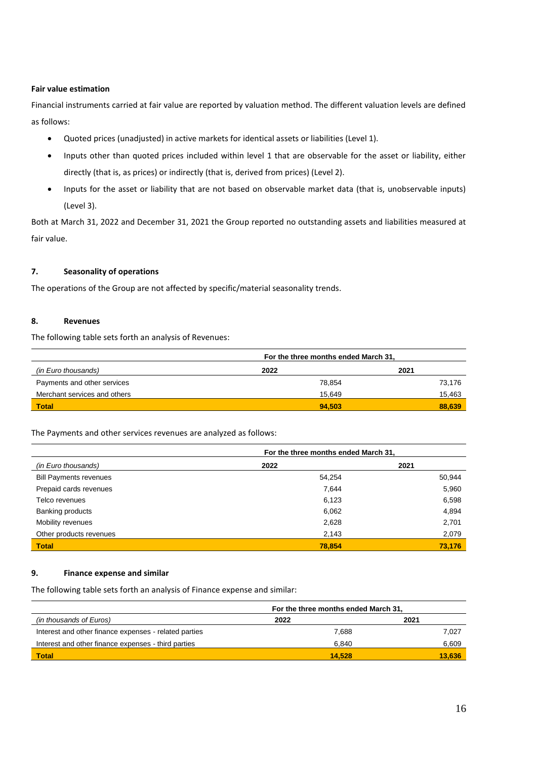**Fair value estimation**

Financial instruments carried at fair value are reported by valuation method. The different valuation levels are defined as follows:

- Quoted prices (unadjusted) in active markets for identical assets or liabilities (Level 1).
- Inputs other than quoted prices included within level 1 that are observable for the asset or liability, either directly (that is, as prices) or indirectly (that is, derived from prices) (Level 2).
- Inputs for the asset or liability that are not based on observable market data (that is, unobservable inputs) (Level 3).

Both at March 31, 2022 and December 31, 2021 the Group reported no outstanding assets and liabilities measured at fair value.

## 7. Seasonality of operations

The operations of the Group are not affected by specific/material seasonality trends.

## 8. Revenues

The following table sets forth an analysis of Revenues:

| | For the three months ended March 31, | |
|---|---|---|
| *(in Euro thousands)* | 2022 | 2021 |
| Payments and other services | 78,854 | 73,176 |
| Merchant services and others | 15,649 | 15,463 |
| **Total** | **94,503** | **88,639** |

The Payments and other services revenues are analyzed as follows:

| | For the three months ended March 31, | |
|---|---|---|
| *(in Euro thousands)* | 2022 | 2021 |
| Bill Payments revenues | 54,254 | 50,944 |
| Prepaid cards revenues | 7,644 | 5,960 |
| Telco revenues | 6,123 | 6,598 |
| Banking products | 6,062 | 4,894 |
| Mobility revenues | 2,628 | 2,701 |
| Other products revenues | 2,143 | 2,079 |
| **Total** | **78,854** | **73,176** |

## 9. Finance expense and similar

The following table sets forth an analysis of Finance expense and similar:

| | For the three months ended March 31, | |
|---|---|---|
| *(in thousands of Euros)* | 2022 | 2021 |
| Interest and other finance expenses - related parties | 7,688 | 7,027 |
| Interest and other finance expenses - third parties | 6,840 | 6,609 |
| **Total** | **14,528** | **13,636** |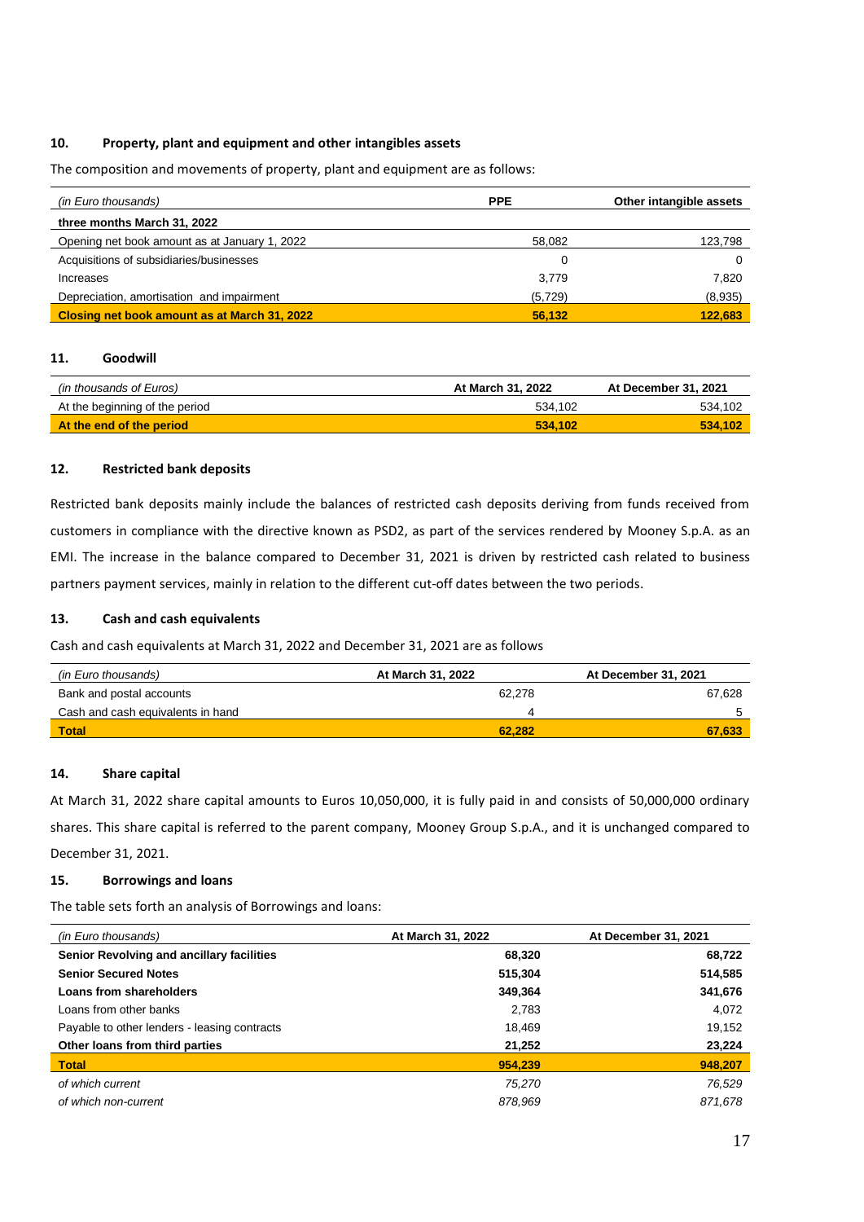### 10. Property, plant and equipment and other intangibles assets

The composition and movements of property, plant and equipment are as follows:

| *(in Euro thousands)* | PPE | Other intangible assets |
|---|---|---|
| **three months March 31, 2022** | | |
| Opening net book amount as at January 1, 2022 | 58,082 | 123,798 |
| Acquisitions of subsidiaries/businesses | 0 | 0 |
| Increases | 3,779 | 7,820 |
| Depreciation, amortisation and impairment | (5,729) | (8,935) |
| **Closing net book amount as at March 31, 2022** | **56,132** | **122,683** |

### 11. Goodwill

| *(in thousands of Euros)* | At March 31, 2022 | At December 31, 2021 |
|---|---|---|
| At the beginning of the period | 534,102 | 534,102 |
| **At the end of the period** | **534,102** | **534,102** |

### 12. Restricted bank deposits

Restricted bank deposits mainly include the balances of restricted cash deposits deriving from funds received from customers in compliance with the directive known as PSD2, as part of the services rendered by Mooney S.p.A. as an EMI. The increase in the balance compared to December 31, 2021 is driven by restricted cash related to business partners payment services, mainly in relation to the different cut-off dates between the two periods.

### 13. Cash and cash equivalents

Cash and cash equivalents at March 31, 2022 and December 31, 2021 are as follows

| *(in Euro thousands)* | At March 31, 2022 | At December 31, 2021 |
|---|---|---|
| Bank and postal accounts | 62,278 | 67,628 |
| Cash and cash equivalents in hand | 4 | 5 |
| **Total** | **62,282** | **67,633** |

### 14. Share capital

At March 31, 2022 share capital amounts to Euros 10,050,000, it is fully paid in and consists of 50,000,000 ordinary shares. This share capital is referred to the parent company, Mooney Group S.p.A., and it is unchanged compared to December 31, 2021.

### 15. Borrowings and loans

The table sets forth an analysis of Borrowings and loans:

| *(in Euro thousands)* | At March 31, 2022 | At December 31, 2021 |
|---|---|---|
| **Senior Revolving and ancillary facilities** | **68,320** | **68,722** |
| **Senior Secured Notes** | **515,304** | **514,585** |
| **Loans from shareholders** | **349,364** | **341,676** |
| Loans from other banks | 2,783 | 4,072 |
| Payable to other lenders - leasing contracts | 18,469 | 19,152 |
| **Other loans from third parties** | **21,252** | **23,224** |
| **Total** | **954,239** | **948,207** |
| *of which current* | *75,270* | *76,529* |
| *of which non-current* | *878,969* | *871,678* |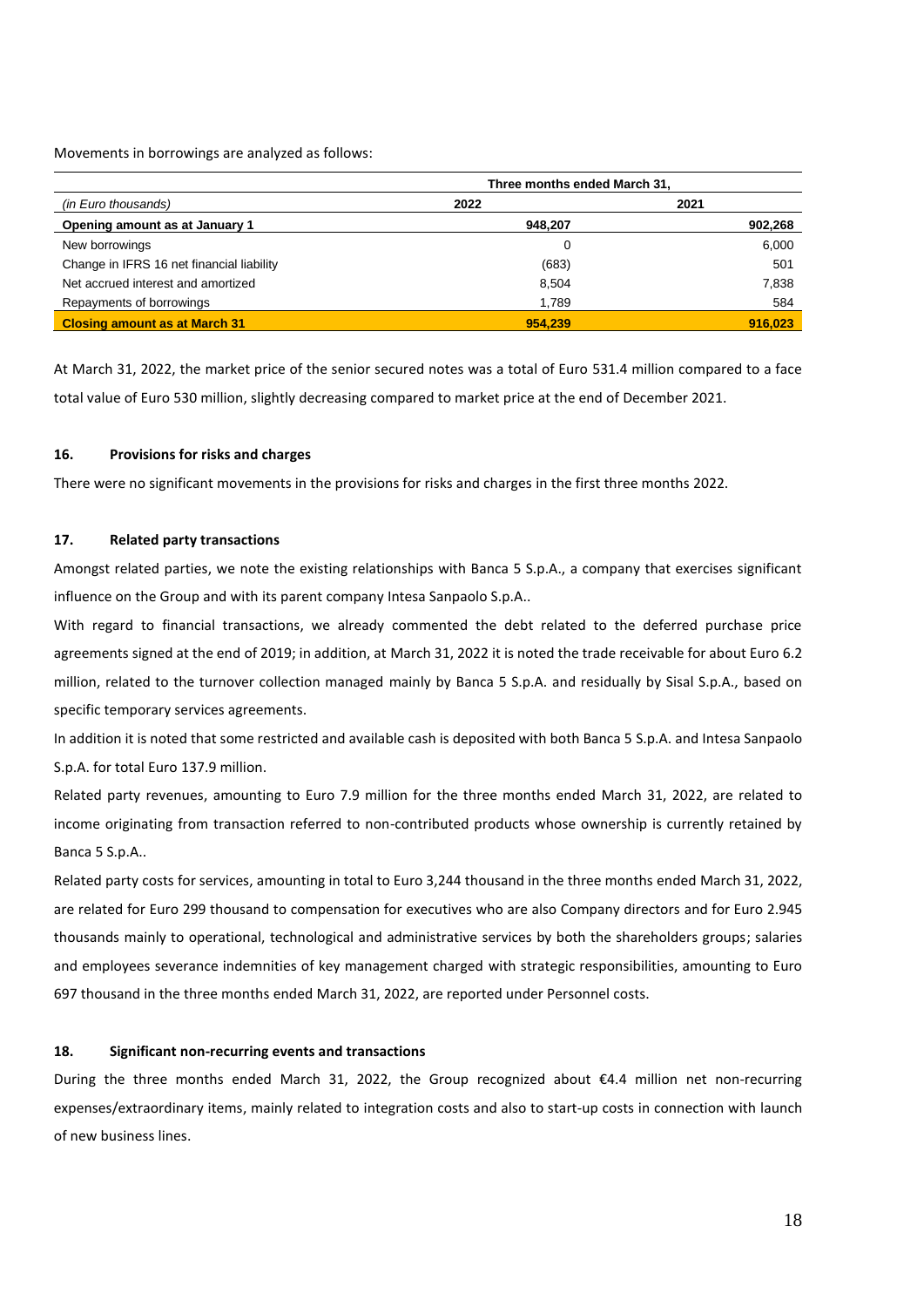Movements in borrowings are analyzed as follows:

| | Three months ended March 31, | |
|---|---|---|
| *(in Euro thousands)* | **2022** | **2021** |
| **Opening amount as at January 1** | **948,207** | **902,268** |
| New borrowings | 0 | 6,000 |
| Change in IFRS 16 net financial liability | (683) | 501 |
| Net accrued interest and amortized | 8,504 | 7,838 |
| Repayments of borrowings | 1,789 | 584 |
| **Closing amount as at March 31** | **954,239** | **916,023** |

At March 31, 2022, the market price of the senior secured notes was a total of Euro 531.4 million compared to a face total value of Euro 530 million, slightly decreasing compared to market price at the end of December 2021.

#### 16. Provisions for risks and charges

There were no significant movements in the provisions for risks and charges in the first three months 2022.

#### 17. Related party transactions

Amongst related parties, we note the existing relationships with Banca 5 S.p.A., a company that exercises significant influence on the Group and with its parent company Intesa Sanpaolo S.p.A..

With regard to financial transactions, we already commented the debt related to the deferred purchase price agreements signed at the end of 2019; in addition, at March 31, 2022 it is noted the trade receivable for about Euro 6.2 million, related to the turnover collection managed mainly by Banca 5 S.p.A. and residually by Sisal S.p.A., based on specific temporary services agreements.

In addition it is noted that some restricted and available cash is deposited with both Banca 5 S.p.A. and Intesa Sanpaolo S.p.A. for total Euro 137.9 million.

Related party revenues, amounting to Euro 7.9 million for the three months ended March 31, 2022, are related to income originating from transaction referred to non-contributed products whose ownership is currently retained by Banca 5 S.p.A..

Related party costs for services, amounting in total to Euro 3,244 thousand in the three months ended March 31, 2022, are related for Euro 299 thousand to compensation for executives who are also Company directors and for Euro 2.945 thousands mainly to operational, technological and administrative services by both the shareholders groups; salaries and employees severance indemnities of key management charged with strategic responsibilities, amounting to Euro 697 thousand in the three months ended March 31, 2022, are reported under Personnel costs.

#### 18. Significant non-recurring events and transactions

During the three months ended March 31, 2022, the Group recognized about €4.4 million net non-recurring expenses/extraordinary items, mainly related to integration costs and also to start-up costs in connection with launch of new business lines.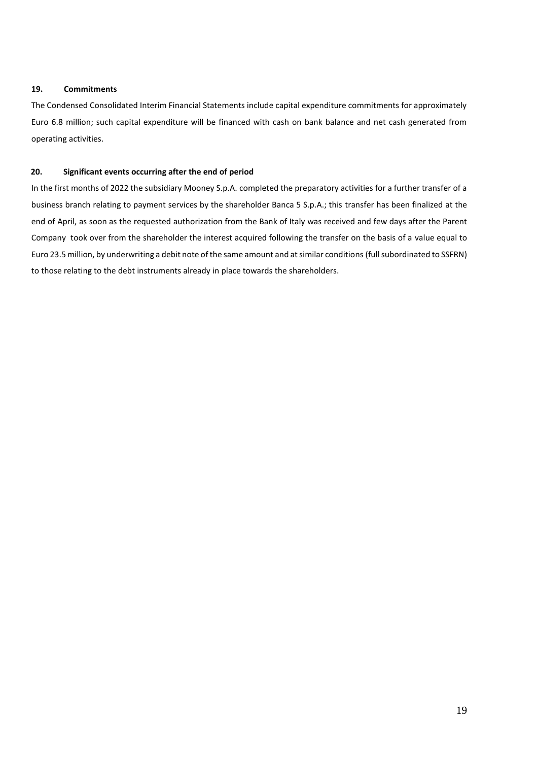## 19. Commitments

The Condensed Consolidated Interim Financial Statements include capital expenditure commitments for approximately Euro 6.8 million; such capital expenditure will be financed with cash on bank balance and net cash generated from operating activities.

## 20. Significant events occurring after the end of period

In the first months of 2022 the subsidiary Mooney S.p.A. completed the preparatory activities for a further transfer of a business branch relating to payment services by the shareholder Banca 5 S.p.A.; this transfer has been finalized at the end of April, as soon as the requested authorization from the Bank of Italy was received and few days after the Parent Company took over from the shareholder the interest acquired following the transfer on the basis of a value equal to Euro 23.5 million, by underwriting a debit note of the same amount and at similar conditions (full subordinated to SSFRN) to those relating to the debt instruments already in place towards the shareholders.